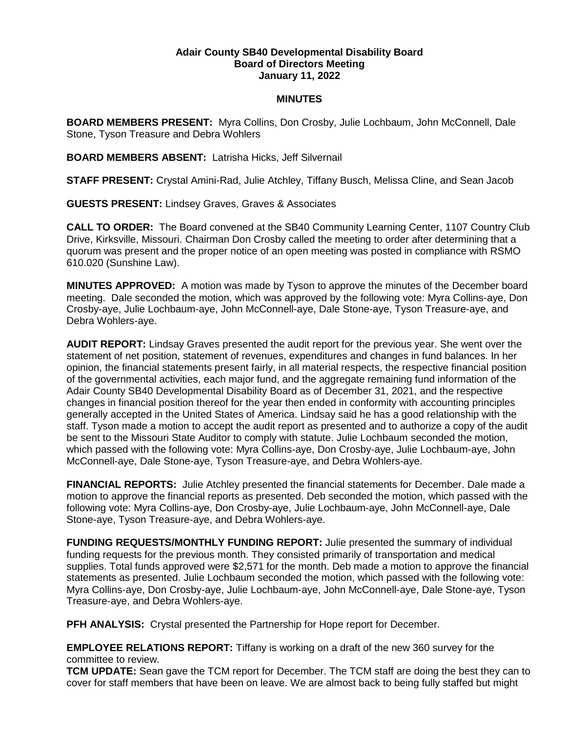**Adair County SB40 Developmental Disability Board**
**Board of Directors Meeting**
**January 11, 2022**

**MINUTES**

**BOARD MEMBERS PRESENT:** Myra Collins, Don Crosby, Julie Lochbaum, John McConnell, Dale Stone, Tyson Treasure and Debra Wohlers

**BOARD MEMBERS ABSENT:** Latrisha Hicks, Jeff Silvernail

**STAFF PRESENT:** Crystal Amini-Rad, Julie Atchley, Tiffany Busch, Melissa Cline, and Sean Jacob

**GUESTS PRESENT:** Lindsey Graves, Graves & Associates

**CALL TO ORDER:** The Board convened at the SB40 Community Learning Center, 1107 Country Club Drive, Kirksville, Missouri. Chairman Don Crosby called the meeting to order after determining that a quorum was present and the proper notice of an open meeting was posted in compliance with RSMO 610.020 (Sunshine Law).

**MINUTES APPROVED:** A motion was made by Tyson to approve the minutes of the December board meeting. Dale seconded the motion, which was approved by the following vote: Myra Collins-aye, Don Crosby-aye, Julie Lochbaum-aye, John McConnell-aye, Dale Stone-aye, Tyson Treasure-aye, and Debra Wohlers-aye.

**AUDIT REPORT:** Lindsay Graves presented the audit report for the previous year. She went over the statement of net position, statement of revenues, expenditures and changes in fund balances. In her opinion, the financial statements present fairly, in all material respects, the respective financial position of the governmental activities, each major fund, and the aggregate remaining fund information of the Adair County SB40 Developmental Disability Board as of December 31, 2021, and the respective changes in financial position thereof for the year then ended in conformity with accounting principles generally accepted in the United States of America. Lindsay said he has a good relationship with the staff. Tyson made a motion to accept the audit report as presented and to authorize a copy of the audit be sent to the Missouri State Auditor to comply with statute. Julie Lochbaum seconded the motion, which passed with the following vote: Myra Collins-aye, Don Crosby-aye, Julie Lochbaum-aye, John McConnell-aye, Dale Stone-aye, Tyson Treasure-aye, and Debra Wohlers-aye.

**FINANCIAL REPORTS:** Julie Atchley presented the financial statements for December. Dale made a motion to approve the financial reports as presented. Deb seconded the motion, which passed with the following vote: Myra Collins-aye, Don Crosby-aye, Julie Lochbaum-aye, John McConnell-aye, Dale Stone-aye, Tyson Treasure-aye, and Debra Wohlers-aye.

**FUNDING REQUESTS/MONTHLY FUNDING REPORT:** Julie presented the summary of individual funding requests for the previous month. They consisted primarily of transportation and medical supplies. Total funds approved were $2,571 for the month. Deb made a motion to approve the financial statements as presented. Julie Lochbaum seconded the motion, which passed with the following vote: Myra Collins-aye, Don Crosby-aye, Julie Lochbaum-aye, John McConnell-aye, Dale Stone-aye, Tyson Treasure-aye, and Debra Wohlers-aye.

**PFH ANALYSIS:** Crystal presented the Partnership for Hope report for December.

**EMPLOYEE RELATIONS REPORT:** Tiffany is working on a draft of the new 360 survey for the committee to review.

**TCM UPDATE:** Sean gave the TCM report for December. The TCM staff are doing the best they can to cover for staff members that have been on leave. We are almost back to being fully staffed but might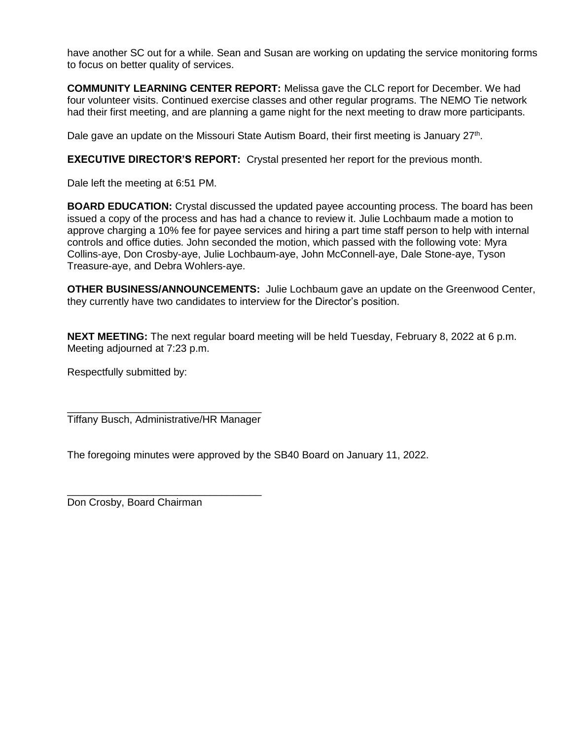have another SC out for a while. Sean and Susan are working on updating the service monitoring forms to focus on better quality of services.

**COMMUNITY LEARNING CENTER REPORT:** Melissa gave the CLC report for December. We had four volunteer visits. Continued exercise classes and other regular programs. The NEMO Tie network had their first meeting, and are planning a game night for the next meeting to draw more participants.

Dale gave an update on the Missouri State Autism Board, their first meeting is January 27th.

**EXECUTIVE DIRECTOR'S REPORT:** Crystal presented her report for the previous month.

Dale left the meeting at 6:51 PM.

**BOARD EDUCATION:** Crystal discussed the updated payee accounting process. The board has been issued a copy of the process and has had a chance to review it. Julie Lochbaum made a motion to approve charging a 10% fee for payee services and hiring a part time staff person to help with internal controls and office duties. John seconded the motion, which passed with the following vote: Myra Collins-aye, Don Crosby-aye, Julie Lochbaum-aye, John McConnell-aye, Dale Stone-aye, Tyson Treasure-aye, and Debra Wohlers-aye.

**OTHER BUSINESS/ANNOUNCEMENTS:** Julie Lochbaum gave an update on the Greenwood Center, they currently have two candidates to interview for the Director's position.

**NEXT MEETING:** The next regular board meeting will be held Tuesday, February 8, 2022 at 6 p.m. Meeting adjourned at 7:23 p.m.

Respectfully submitted by:

\_\_\_\_\_\_\_\_\_\_\_\_\_\_\_\_\_\_\_\_\_\_\_\_\_\_\_\_\_\_\_\_\_\_
Tiffany Busch, Administrative/HR Manager

The foregoing minutes were approved by the SB40 Board on January 11, 2022.

\_\_\_\_\_\_\_\_\_\_\_\_\_\_\_\_\_\_\_\_\_\_\_\_\_\_\_\_\_\_\_\_\_\_
Don Crosby, Board Chairman